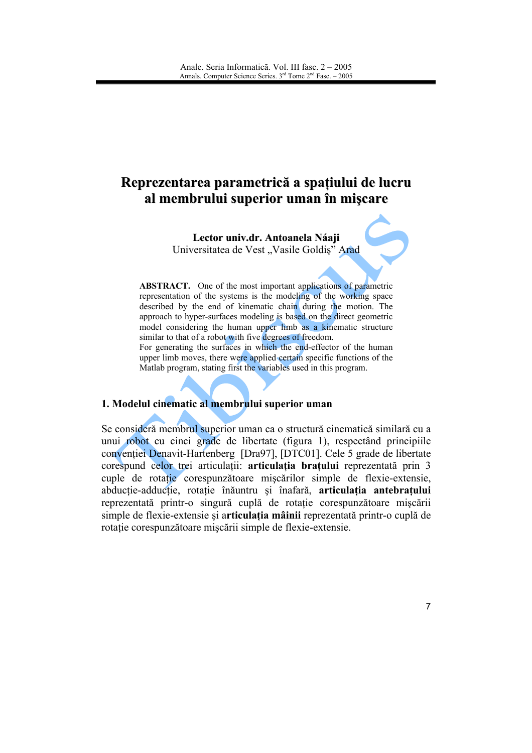# Reprezentarea parametrică a spațiului de lucru al membrului superior uman în mişcare

**Lector univ.dr. Antoanela Náaji**
Universitatea de Vest „Vasile Goldiş" Arad

**ABSTRACT.** One of the most important applications of parametric representation of the systems is the modeling of the working space described by the end of kinematic chain during the motion. The approach to hyper-surfaces modeling is based on the direct geometric model considering the human upper limb as a kinematic structure similar to that of a robot with five degrees of freedom.
For generating the surfaces in which the end-effector of the human upper limb moves, there were applied certain specific functions of the Matlab program, stating first the variables used in this program.

## 1. Modelul cinematic al membrului superior uman

Se consideră membrul superior uman ca o structură cinematică similară cu a unui robot cu cinci grade de libertate (figura 1), respectând principiile convenției Denavit-Hartenberg [Dra97], [DTC01]. Cele 5 grade de libertate corespund celor trei articulații: **articulația brațului** reprezentată prin 3 cuple de rotație corespunzătoare mişcărilor simple de flexie-extensie, abducție-adducție, rotație înăuntru şi înafară, **articulația antebrațului** reprezentată printr-o singură cuplă de rotație corespunzătoare mişcării simple de flexie-extensie şi a**rticulația mâinii** reprezentată printr-o cuplă de rotație corespunzătoare mişcării simple de flexie-extensie.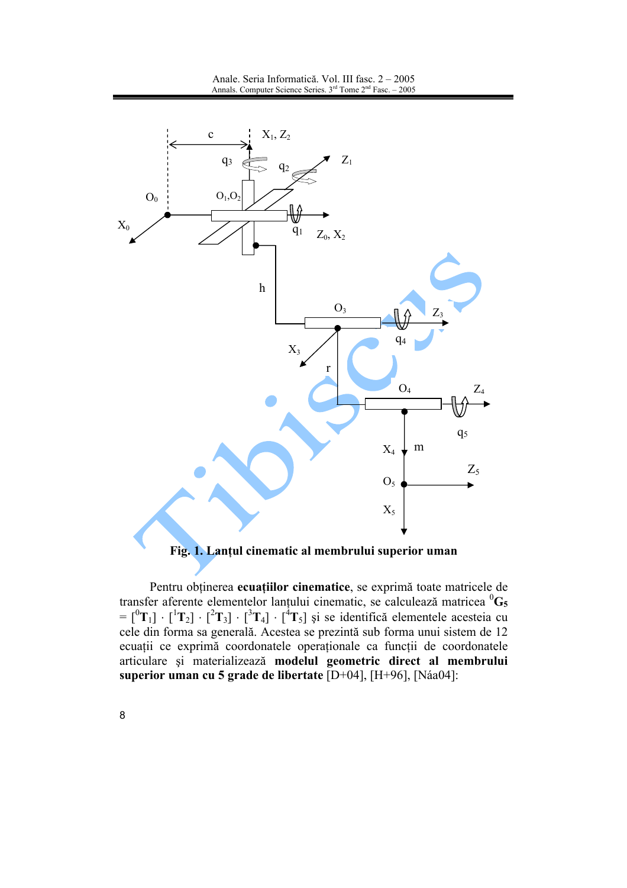**Fig. 1. Lanțul cinematic al membrului superior uman**

Pentru obținerea **ecuațiilor cinematice**, se exprimă toate matricele de transfer aferente elementelor lanțului cinematic, se calculează matricea ${}^{0}\mathbf{G}_5 = [{}^{0}\mathbf{T}_1] \cdot [{}^{1}\mathbf{T}_2] \cdot [{}^{2}\mathbf{T}_3] \cdot [{}^{3}\mathbf{T}_4] \cdot [{}^{4}\mathbf{T}_5]$ și se identifică elementele acesteia cu cele din forma sa generală. Acestea se prezintă sub forma unui sistem de 12 ecuații ce exprimă coordonatele operaționale ca funcții de coordonatele articulare și materializează **modelul geometric direct al membrului superior uman cu 5 grade de libertate** [D+04], [H+96], [Náa04]: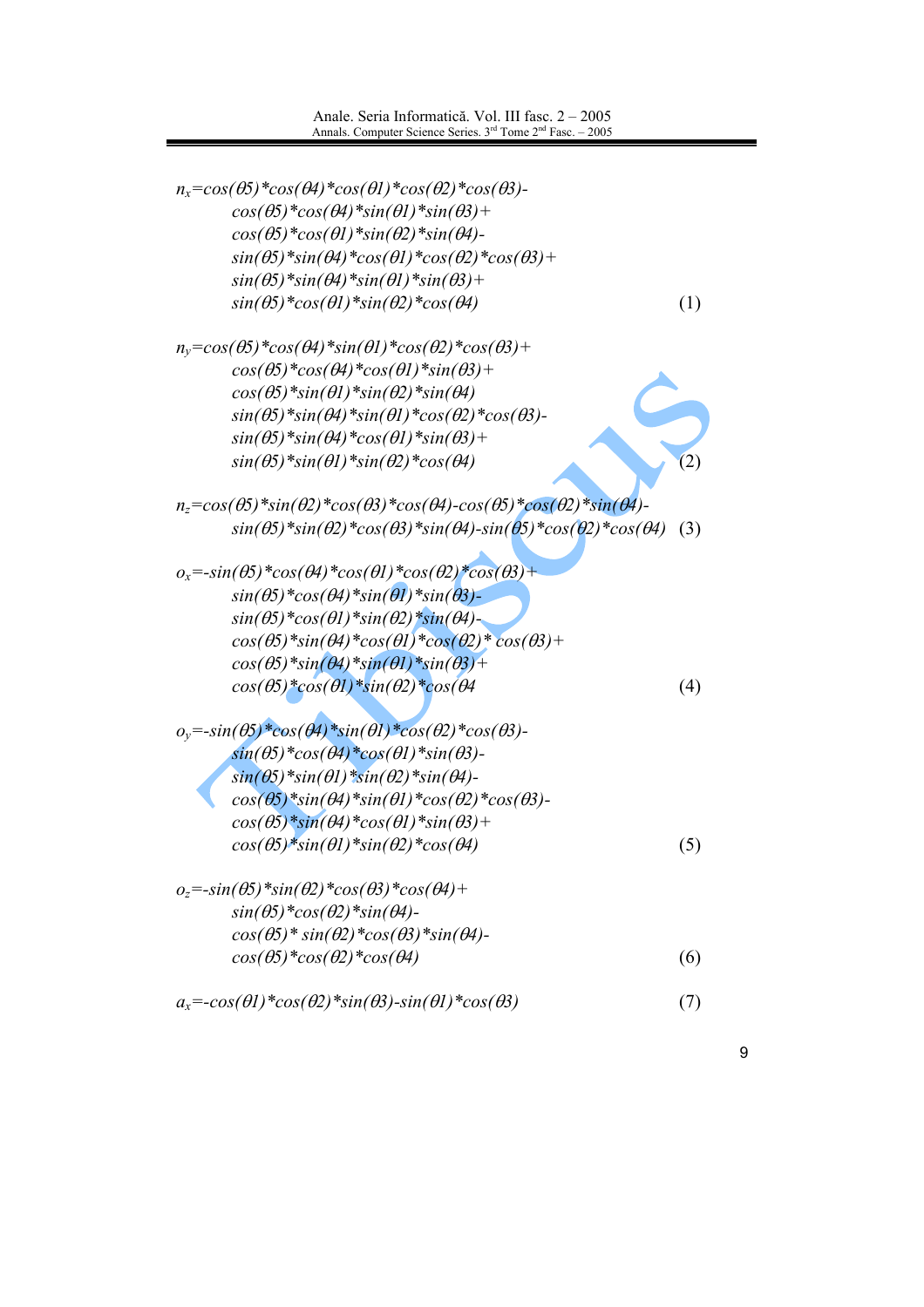$$
\begin{aligned}
n_x = {} & \cos(\theta5)*\cos(\theta4)*\cos(\theta1)*\cos(\theta2)*\cos(\theta3)- \\
& \cos(\theta5)*\cos(\theta4)*\sin(\theta1)*\sin(\theta3)+ \\
& \cos(\theta5)*\cos(\theta1)*\sin(\theta2)*\sin(\theta4)- \\
& \sin(\theta5)*\sin(\theta4)*\cos(\theta1)*\cos(\theta2)*\cos(\theta3)+ \\
& \sin(\theta5)*\sin(\theta4)*\sin(\theta1)*\sin(\theta3)+ \\
& \sin(\theta5)*\cos(\theta1)*\sin(\theta2)*\cos(\theta4)
\end{aligned} \tag{1}
$$

$$
\begin{aligned}
n_y = {} & \cos(\theta5)*\cos(\theta4)*\sin(\theta1)*\cos(\theta2)*\cos(\theta3)+ \\
& \cos(\theta5)*\cos(\theta4)*\cos(\theta1)*\sin(\theta3)+ \\
& \cos(\theta5)*\sin(\theta1)*\sin(\theta2)*\sin(\theta4) \\
& \sin(\theta5)*\sin(\theta4)*\sin(\theta1)*\cos(\theta2)*\cos(\theta3)- \\
& \sin(\theta5)*\sin(\theta4)*\cos(\theta1)*\sin(\theta3)+ \\
& \sin(\theta5)*\sin(\theta1)*\sin(\theta2)*\cos(\theta4)
\end{aligned} \tag{2}
$$

$$
\begin{aligned}
n_z = {} & \cos(\theta5)*\sin(\theta2)*\cos(\theta3)*\cos(\theta4)-\cos(\theta5)*\cos(\theta2)*\sin(\theta4)- \\
& \sin(\theta5)*\sin(\theta2)*\cos(\theta3)*\sin(\theta4)-\sin(\theta5)*\cos(\theta2)*\cos(\theta4)
\end{aligned} \tag{3}
$$

$$
\begin{aligned}
o_x = {} & -\sin(\theta5)*\cos(\theta4)*\cos(\theta1)*\cos(\theta2)*\cos(\theta3)+ \\
& \sin(\theta5)*\cos(\theta4)*\sin(\theta1)*\sin(\theta3)- \\
& \sin(\theta5)*\cos(\theta1)*\sin(\theta2)*\sin(\theta4)- \\
& \cos(\theta5)*\sin(\theta4)*\cos(\theta1)*\cos(\theta2)*\cos(\theta3)+ \\
& \cos(\theta5)*\sin(\theta4)*\sin(\theta1)*\sin(\theta3)+ \\
& \cos(\theta5)*\cos(\theta1)*\sin(\theta2)*\cos(\theta4
\end{aligned} \tag{4}
$$

$$
\begin{aligned}
o_y = {} & -\sin(\theta5)*\cos(\theta4)*\sin(\theta1)*\cos(\theta2)*\cos(\theta3)- \\
& \sin(\theta5)*\cos(\theta4)*\cos(\theta1)*\sin(\theta3)- \\
& \sin(\theta5)*\sin(\theta1)*\sin(\theta2)*\sin(\theta4)- \\
& \cos(\theta5)*\sin(\theta4)*\sin(\theta1)*\cos(\theta2)*\cos(\theta3)- \\
& \cos(\theta5)*\sin(\theta4)*\cos(\theta1)*\sin(\theta3)+ \\
& \cos(\theta5)*\sin(\theta1)*\sin(\theta2)*\cos(\theta4)
\end{aligned} \tag{5}
$$

$$
\begin{aligned}
o_z = {} & -\sin(\theta5)*\sin(\theta2)*\cos(\theta3)*\cos(\theta4)+ \\
& \sin(\theta5)*\cos(\theta2)*\sin(\theta4)- \\
& \cos(\theta5)*\sin(\theta2)*\cos(\theta3)*\sin(\theta4)- \\
& \cos(\theta5)*\cos(\theta2)*\cos(\theta4)
\end{aligned} \tag{6}
$$

$$
a_x = -\cos(\theta1)*\cos(\theta2)*\sin(\theta3)-\sin(\theta1)*\cos(\theta3) \tag{7}
$$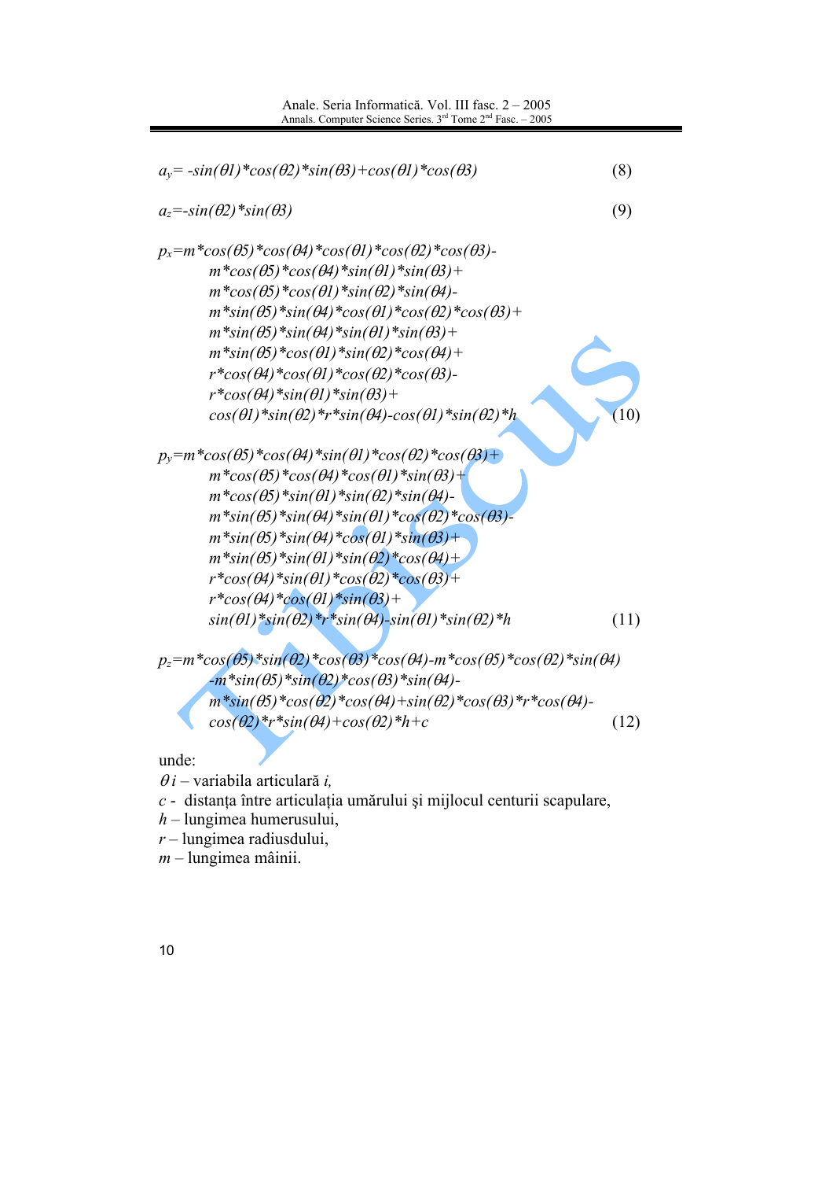$$a_y = -\sin(\theta 1)*\cos(\theta 2)*\sin(\theta 3)+\cos(\theta 1)*\cos(\theta 3) \quad (8)$$

$$a_z = -\sin(\theta 2)*\sin(\theta 3) \quad (9)$$

$$\begin{aligned} p_x = {} & m*\cos(\theta 5)*\cos(\theta 4)*\cos(\theta 1)*\cos(\theta 2)*\cos(\theta 3)- \\ & m*\cos(\theta 5)*\cos(\theta 4)*\sin(\theta 1)*\sin(\theta 3)+ \\ & m*\cos(\theta 5)*\cos(\theta 1)*\sin(\theta 2)*\sin(\theta 4)- \\ & m*\sin(\theta 5)*\sin(\theta 4)*\cos(\theta 1)*\cos(\theta 2)*\cos(\theta 3)+ \\ & m*\sin(\theta 5)*\sin(\theta 4)*\sin(\theta 1)*\sin(\theta 3)+ \\ & m*\sin(\theta 5)*\cos(\theta 1)*\sin(\theta 2)*\cos(\theta 4)+ \\ & r*\cos(\theta 4)*\cos(\theta 1)*\cos(\theta 2)*\cos(\theta 3)- \\ & r*\cos(\theta 4)*\sin(\theta 1)*\sin(\theta 3)+ \\ & \cos(\theta 1)*\sin(\theta 2)*r*\sin(\theta 4)-\cos(\theta 1)*\sin(\theta 2)*h \end{aligned} \quad (10)$$

$$\begin{aligned} p_y = {} & m*\cos(\theta 5)*\cos(\theta 4)*\sin(\theta 1)*\cos(\theta 2)*\cos(\theta 3)+ \\ & m*\cos(\theta 5)*\cos(\theta 4)*\cos(\theta 1)*\sin(\theta 3)+ \\ & m*\cos(\theta 5)*\sin(\theta 1)*\sin(\theta 2)*\sin(\theta 4)- \\ & m*\sin(\theta 5)*\sin(\theta 4)*\sin(\theta 1)*\cos(\theta 2)*\cos(\theta 3)- \\ & m*\sin(\theta 5)*\sin(\theta 4)*\cos(\theta 1)*\sin(\theta 3)+ \\ & m*\sin(\theta 5)*\sin(\theta 1)*\sin(\theta 2)*\cos(\theta 4)+ \\ & r*\cos(\theta 4)*\sin(\theta 1)*\cos(\theta 2)*\cos(\theta 3)+ \\ & r*\cos(\theta 4)*\cos(\theta 1)*\sin(\theta 3)+ \\ & \sin(\theta 1)*\sin(\theta 2)*r*\sin(\theta 4)-\sin(\theta 1)*\sin(\theta 2)*h \end{aligned} \quad (11)$$

$$\begin{aligned} p_z = {} & m*\cos(\theta 5)*\sin(\theta 2)*\cos(\theta 3)*\cos(\theta 4)-m*\cos(\theta 5)*\cos(\theta 2)*\sin(\theta 4) \\ & -m*\sin(\theta 5)*\sin(\theta 2)*\cos(\theta 3)*\sin(\theta 4)- \\ & m*\sin(\theta 5)*\cos(\theta 2)*\cos(\theta 4)+\sin(\theta 2)*\cos(\theta 3)*r*\cos(\theta 4)- \\ & \cos(\theta 2)*r*\sin(\theta 4)+\cos(\theta 2)*h+c \end{aligned} \quad (12)$$

unde:

$\theta i$ – variabila articulară $i$,
$c$ - distanța între articulația umărului şi mijlocul centurii scapulare,
$h$ – lungimea humerusului,
$r$ – lungimea radiusdului,
$m$ – lungimea mâinii.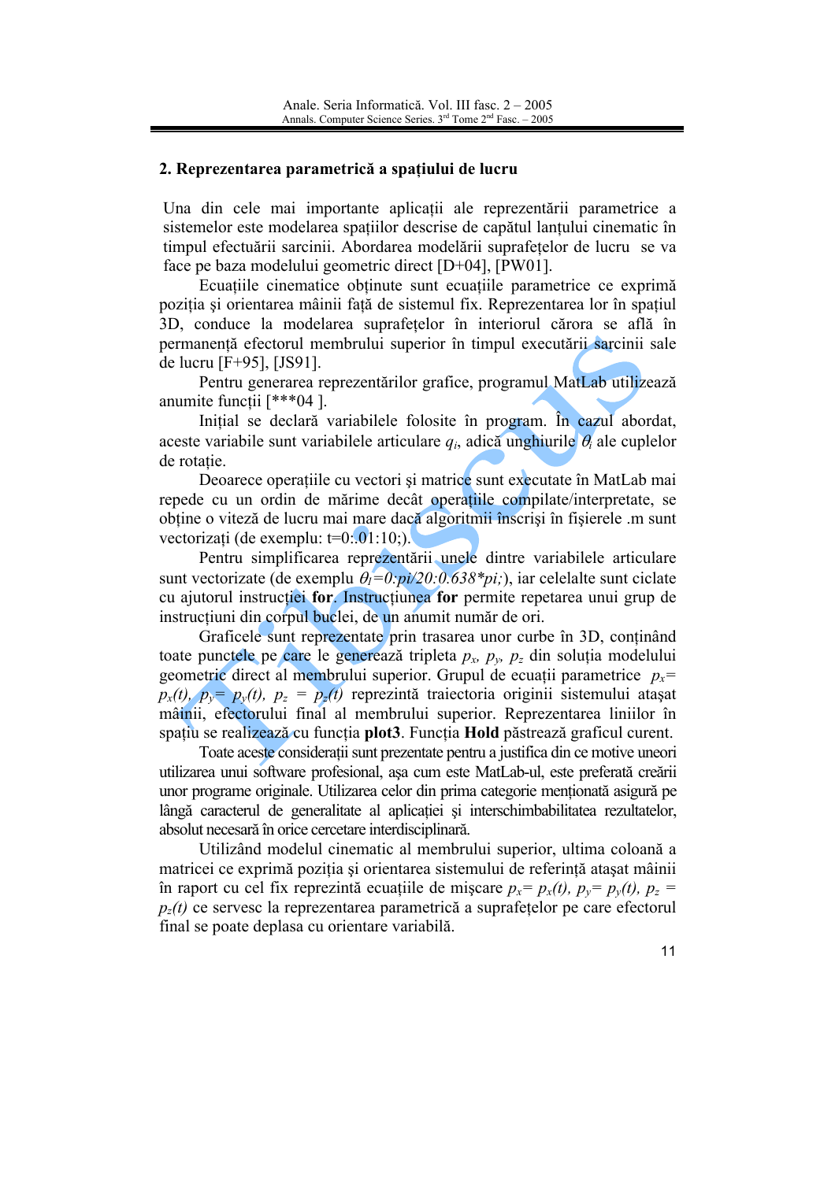## 2. Reprezentarea parametrică a spaţiului de lucru

Una din cele mai importante aplicaţii ale reprezentării parametrice a sistemelor este modelarea spaţiilor descrise de capătul lanţului cinematic în timpul efectuării sarcinii. Abordarea modelării suprafeţelor de lucru se va face pe baza modelului geometric direct [D+04], [PW01].

Ecuaţiile cinematice obţinute sunt ecuaţiile parametrice ce exprimă poziţia şi orientarea mâinii faţă de sistemul fix. Reprezentarea lor în spaţiul 3D, conduce la modelarea suprafeţelor în interiorul cărora se află în permanenţă efectorul membrului superior în timpul executării sarcinii sale de lucru [F+95], [JS91].

Pentru generarea reprezentărilor grafice, programul MatLab utilizează anumite funcţii [***04 ].

Iniţial se declară variabilele folosite în program. În cazul abordat, aceste variabile sunt variabilele articulare $q_i$, adică unghiurile $\theta_i$ ale cuplelor de rotaţie.

Deoarece operaţiile cu vectori şi matrice sunt executate în MatLab mai repede cu un ordin de mărime decât operaţiile compilate/interpretate, se obţine o viteză de lucru mai mare dacă algoritmii înscrişi în fişierele .m sunt vectorizaţi (de exemplu: t=0:.01:10;).

Pentru simplificarea reprezentării unele dintre variabilele articulare sunt vectorizate (de exemplu $\theta_l$*=0:pi/20:0.638\*pi;*), iar celelalte sunt ciclate cu ajutorul instrucţiei **for**. Instrucţiunea **for** permite repetarea unui grup de instrucţiuni din corpul buclei, de un anumit număr de ori.

Graficele sunt reprezentate prin trasarea unor curbe în 3D, conţinând toate punctele pe care le generează tripleta $p_x$, $p_y$, $p_z$ din soluţia modelului geometric direct al membrului superior. Grupul de ecuaţii parametrice $p_x= p_x(t)$, $p_y= p_y(t)$, $p_z = p_z(t)$ reprezintă traiectoria originii sistemului ataşat mâinii, efectorului final al membrului superior. Reprezentarea liniilor în spaţiu se realizează cu funcţia **plot3**. Funcţia **Hold** păstrează graficul curent.

Toate aceste consideraţii sunt prezentate pentru a justifica din ce motive uneori utilizarea unui software profesional, aşa cum este MatLab-ul, este preferată creării unor programe originale. Utilizarea celor din prima categorie menţionată asigură pe lângă caracterul de generalitate al aplicaţiei şi interschimbabilitatea rezultatelor, absolut necesară în orice cercetare interdisciplinară.

Utilizând modelul cinematic al membrului superior, ultima coloană a matricei ce exprimă poziţia şi orientarea sistemului de referinţă ataşat mâinii în raport cu cel fix reprezintă ecuaţiile de mişcare $p_x= p_x(t)$, $p_y= p_y(t)$, $p_z = p_z(t)$ ce servesc la reprezentarea parametrică a suprafeţelor pe care efectorul final se poate deplasa cu orientare variabilă.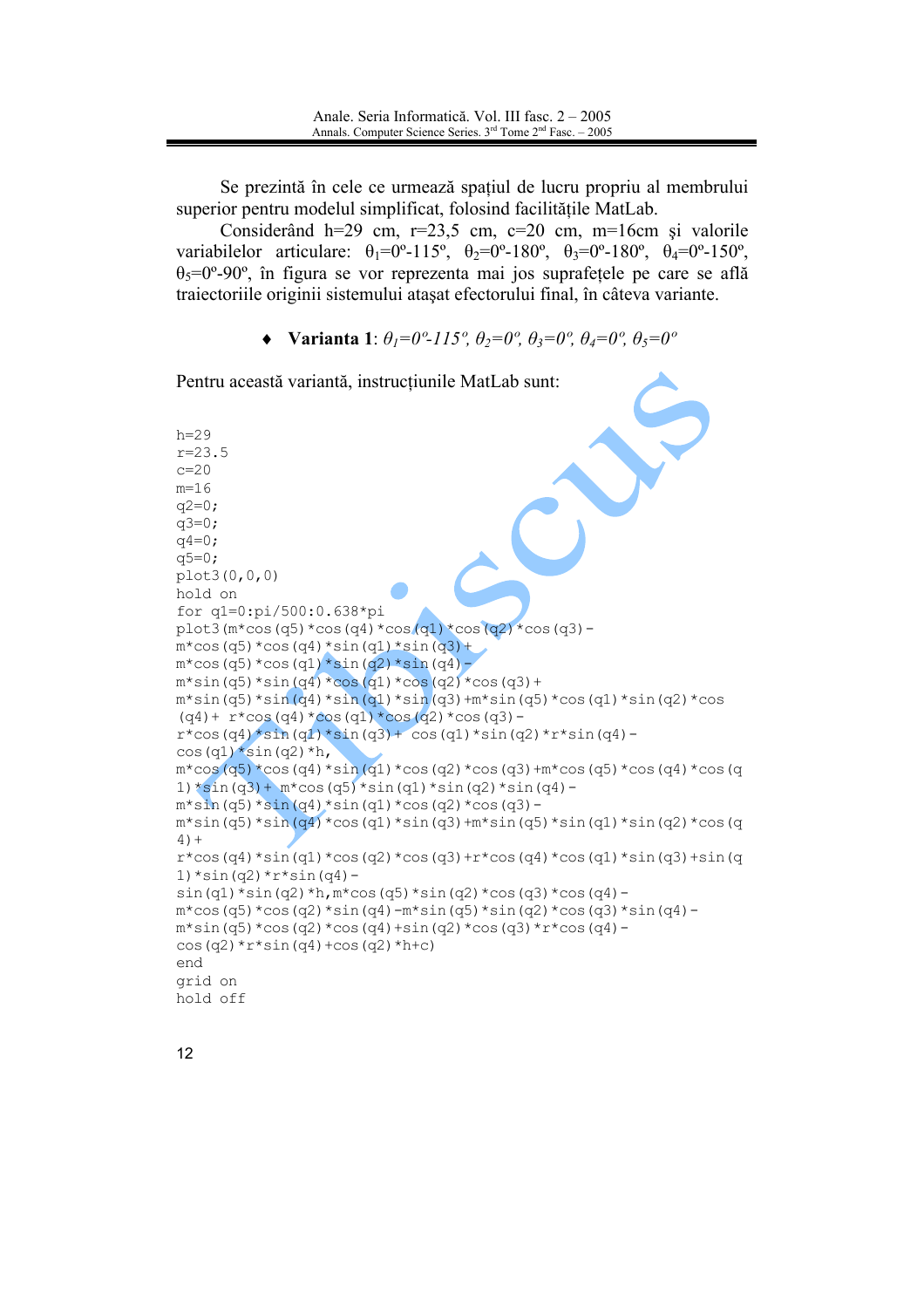Se prezintă în cele ce urmează spațiul de lucru propriu al membrului superior pentru modelul simplificat, folosind facilitățile MatLab.

Considerând h=29 cm, r=23,5 cm, c=20 cm, m=16cm și valorile variabilelor articulare: $\theta_1$=0º-115º, $\theta_2$=0º-180º, $\theta_3$=0º-180º, $\theta_4$=0º-150º, $\theta_5$=0º-90º, în figura se vor reprezenta mai jos suprafețele pe care se află traiectoriile originii sistemului atașat efectorului final, în câteva variante.

- **Varianta 1**: $\theta_1=0^o$-$115^o$, $\theta_2=0^o$, $\theta_3=0^o$, $\theta_4=0^o$, $\theta_5=0^o$

Pentru această variantă, instrucțiunile MatLab sunt:

```
h=29
r=23.5
c=20
m=16
q2=0;
q3=0;
q4=0;
q5=0;
plot3(0,0,0)
hold on
for q1=0:pi/500:0.638*pi
plot3(m*cos(q5)*cos(q4)*cos(q1)*cos(q2)*cos(q3)-
m*cos(q5)*cos(q4)*sin(q1)*sin(q3)+
m*cos(q5)*cos(q1)*sin(q2)*sin(q4)-
m*sin(q5)*sin(q4)*cos(q1)*cos(q2)*cos(q3)+
m*sin(q5)*sin(q4)*sin(q1)*sin(q3)+m*sin(q5)*cos(q1)*sin(q2)*cos
(q4)+ r*cos(q4)*cos(q1)*cos(q2)*cos(q3)-
r*cos(q4)*sin(q1)*sin(q3)+ cos(q1)*sin(q2)*r*sin(q4)-
cos(q1)*sin(q2)*h,
m*cos(q5)*cos(q4)*sin(q1)*cos(q2)*cos(q3)+m*cos(q5)*cos(q4)*cos(q
1)*sin(q3)+ m*cos(q5)*sin(q1)*sin(q2)*sin(q4)-
m*sin(q5)*sin(q4)*sin(q1)*cos(q2)*cos(q3)-
m*sin(q5)*sin(q4)*cos(q1)*sin(q3)+m*sin(q5)*sin(q1)*sin(q2)*cos(q
4)+
r*cos(q4)*sin(q1)*cos(q2)*cos(q3)+r*cos(q4)*cos(q1)*sin(q3)+sin(q
1)*sin(q2)*r*sin(q4)-
sin(q1)*sin(q2)*h,m*cos(q5)*sin(q2)*cos(q3)*cos(q4)-
m*cos(q5)*cos(q2)*sin(q4)-m*sin(q5)*sin(q2)*cos(q3)*sin(q4)-
m*sin(q5)*cos(q2)*cos(q4)+sin(q2)*cos(q3)*r*cos(q4)-
cos(q2)*r*sin(q4)+cos(q2)*h+c)
end
grid on
hold off
```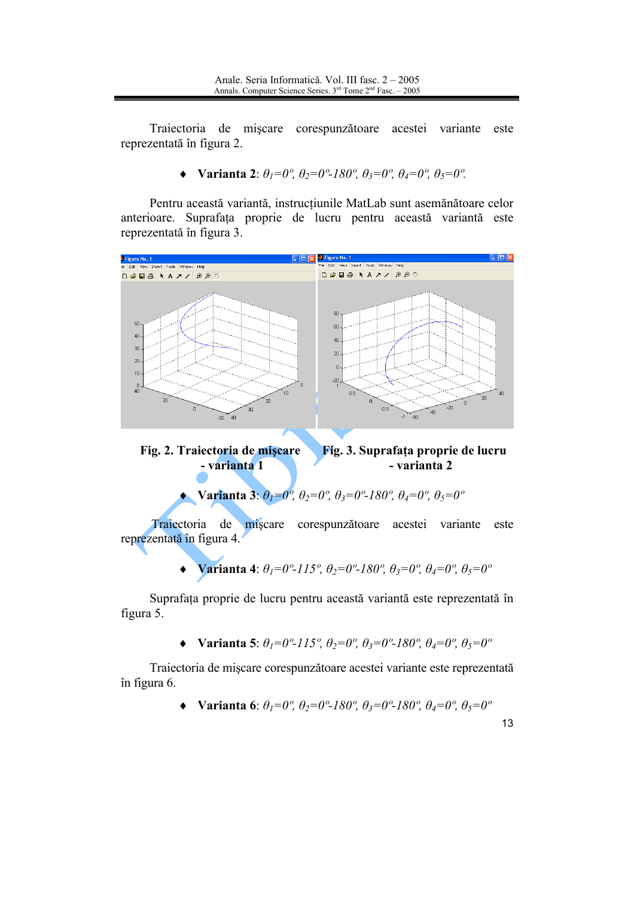Traiectoria de mişcare corespunzătoare acestei variante este reprezentată în figura 2.

- **Varianta 2**: $\theta_1=0^o$, $\theta_2=0^o\text{-}180^o$, $\theta_3=0^o$, $\theta_4=0^o$, $\theta_5=0^o$.

Pentru această variantă, instrucţiunile MatLab sunt asemănătoare celor anterioare. Suprafaţa proprie de lucru pentru această variantă este reprezentată în figura 3.

**Fig. 2. Traiectoria de mişcare - varianta 1**

**Fig. 3. Suprafaţa proprie de lucru - varianta 2**

- **Varianta 3**: $\theta_1=0^o$, $\theta_2=0^o$, $\theta_3=0^o\text{-}180^o$, $\theta_4=0^o$, $\theta_5=0^o$

Traiectoria de mişcare corespunzătoare acestei variante este reprezentată în figura 4.

- **Varianta 4**: $\theta_1=0^o\text{-}115^o$, $\theta_2=0^o\text{-}180^o$, $\theta_3=0^o$, $\theta_4=0^o$, $\theta_5=0^o$

Suprafaţa proprie de lucru pentru această variantă este reprezentată în figura 5.

- **Varianta 5**: $\theta_1=0^o\text{-}115^o$, $\theta_2=0^o$, $\theta_3=0^o\text{-}180^o$, $\theta_4=0^o$, $\theta_5=0^o$

Traiectoria de mişcare corespunzătoare acestei variante este reprezentată în figura 6.

- **Varianta 6**: $\theta_1=0^o$, $\theta_2=0^o\text{-}180^o$, $\theta_3=0^o\text{-}180^o$, $\theta_4=0^o$, $\theta_5=0^o$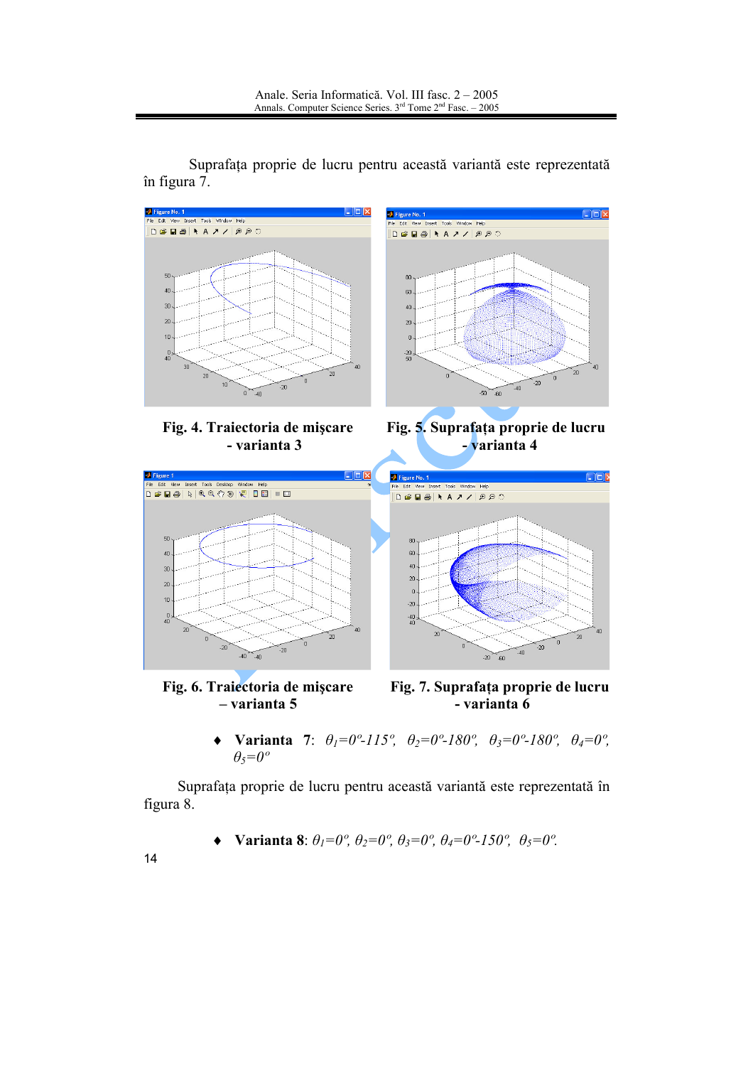Suprafața proprie de lucru pentru această variantă este reprezentată în figura 7.

Fig. 4. Traiectoria de mișcare - varianta 3

Fig. 5. Suprafața proprie de lucru - varianta 4

Fig. 6. Traiectoria de mișcare – varianta 5

Fig. 7. Suprafața proprie de lucru - varianta 6

- **Varianta 7**: $\theta_1=0^o$-$115^o$, $\theta_2=0^o$-$180^o$, $\theta_3=0^o$-$180^o$, $\theta_4=0^o$, $\theta_5=0^o$

Suprafața proprie de lucru pentru această variantă este reprezentată în figura 8.

- **Varianta 8**: $\theta_1=0^o$, $\theta_2=0^o$, $\theta_3=0^o$, $\theta_4=0^o$-$150^o$, $\theta_5=0^o$.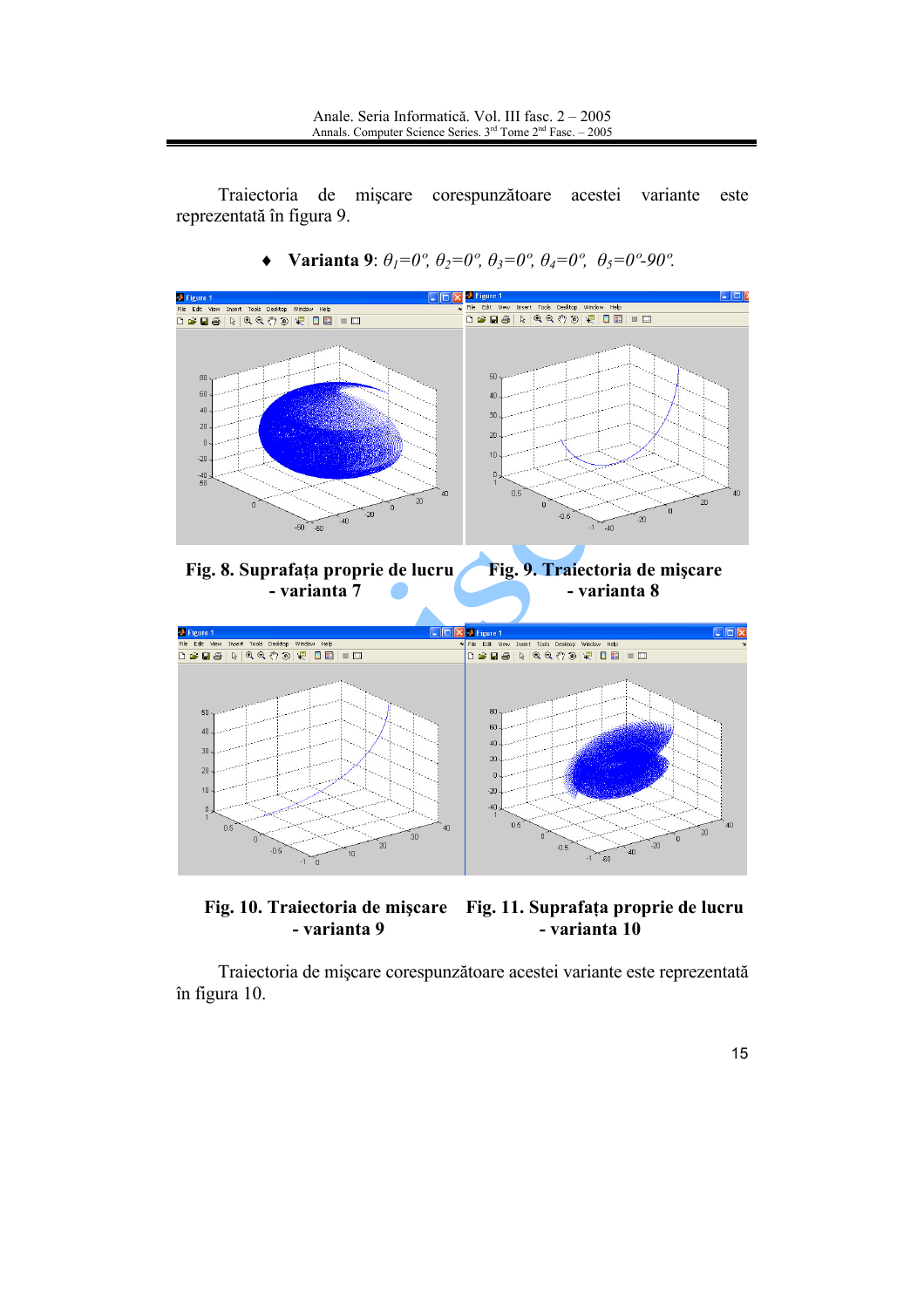Traiectoria de mişcare corespunzătoare acestei variante este reprezentată în figura 9.

♦ **Varianta 9**: $\theta_1=0^o$, $\theta_2=0^o$, $\theta_3=0^o$, $\theta_4=0^o$, $\theta_5=0^o$-$90^o$.

**Fig. 8. Suprafaţa proprie de lucru - varianta 7**

**Fig. 9. Traiectoria de mişcare - varianta 8**

**Fig. 10. Traiectoria de mişcare - varianta 9**

**Fig. 11. Suprafaţa proprie de lucru - varianta 10**

Traiectoria de mişcare corespunzătoare acestei variante este reprezentată în figura 10.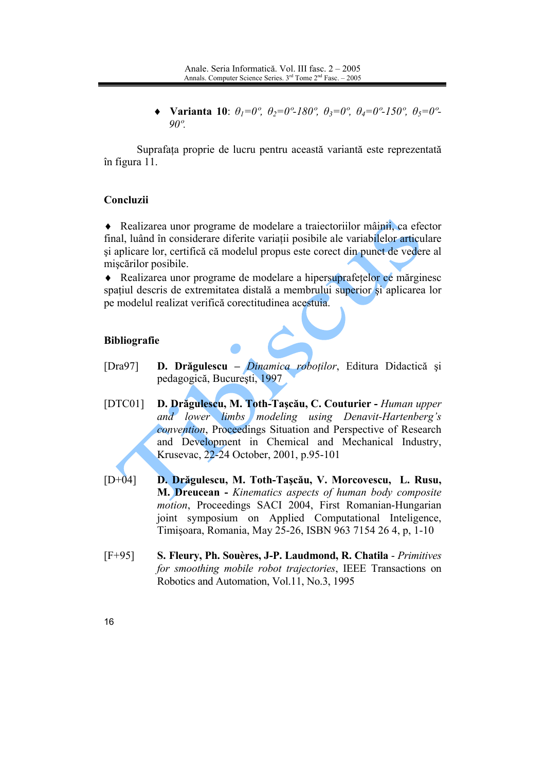- **Varianta 10**: $\theta_1=0^o$, $\theta_2=0^o\text{-}180^o$, $\theta_3=0^o$, $\theta_4=0^o\text{-}150^o$, $\theta_5=0^o\text{-}90^o$.

Suprafaţa proprie de lucru pentru această variantă este reprezentată în figura 11.

## Concluzii

♦ Realizarea unor programe de modelare a traiectoriilor mâinii, ca efector final, luând în considerare diferite variaţii posibile ale variabilelor articulare şi aplicare lor, certifică că modelul propus este corect din punct de vedere al mişcărilor posibile.

♦ Realizarea unor programe de modelare a hipersuprafeţelor ce mărginesc spaţiul descris de extremitatea distală a membrului superior şi aplicarea lor pe modelul realizat verifică corectitudinea acestuia.

## Bibliografie

[Dra97] **D. Drăgulescu** – *Dinamica roboţilor*, Editura Didactică şi pedagogică, Bucureşti, 1997

[DTC01] **D. Drăgulescu, M. Toth-Taşcău, C. Couturier** - *Human upper and lower limbs modeling using Denavit-Hartenberg's convention*, Proceedings Situation and Perspective of Research and Development in Chemical and Mechanical Industry, Krusevac, 22-24 October, 2001, p.95-101

[D+04] **D. Drăgulescu, M. Toth-Taşcău, V. Morcovescu, L. Rusu, M. Dreucean** - *Kinematics aspects of human body composite motion*, Proceedings SACI 2004, First Romanian-Hungarian joint symposium on Applied Computational Inteligence, Timişoara, Romania, May 25-26, ISBN 963 7154 26 4, p, 1-10

[F+95] **S. Fleury, Ph. Souères, J-P. Laudmond, R. Chatila** - *Primitives for smoothing mobile robot trajectories*, IEEE Transactions on Robotics and Automation, Vol.11, No.3, 1995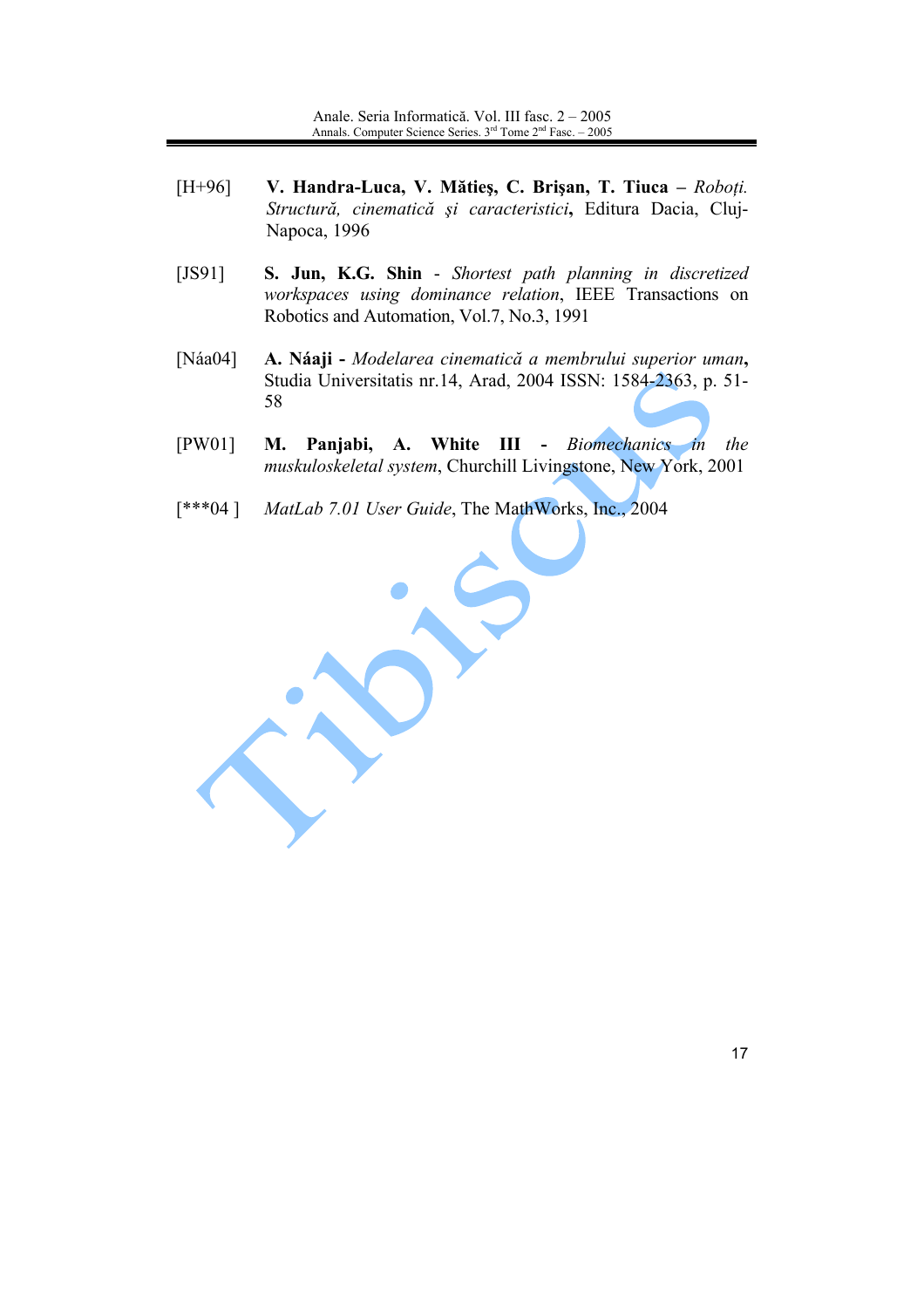[H+96] **V. Handra-Luca, V. Mătieş, C. Brişan, T. Tiuca** – *Roboţi. Structură, cinematică şi caracteristici*, Editura Dacia, Cluj-Napoca, 1996

[JS91] **S. Jun, K.G. Shin** - *Shortest path planning in discretized workspaces using dominance relation*, IEEE Transactions on Robotics and Automation, Vol.7, No.3, 1991

[Náa04] **A. Náaji** - *Modelarea cinematică a membrului superior uman*, Studia Universitatis nr.14, Arad, 2004 ISSN: 1584-2363, p. 51-58

[PW01] **M. Panjabi, A. White III** - *Biomechanics in the muskuloskeletal system*, Churchill Livingstone, New York, 2001

[***04 ] *MatLab 7.01 User Guide*, The MathWorks, Inc., 2004